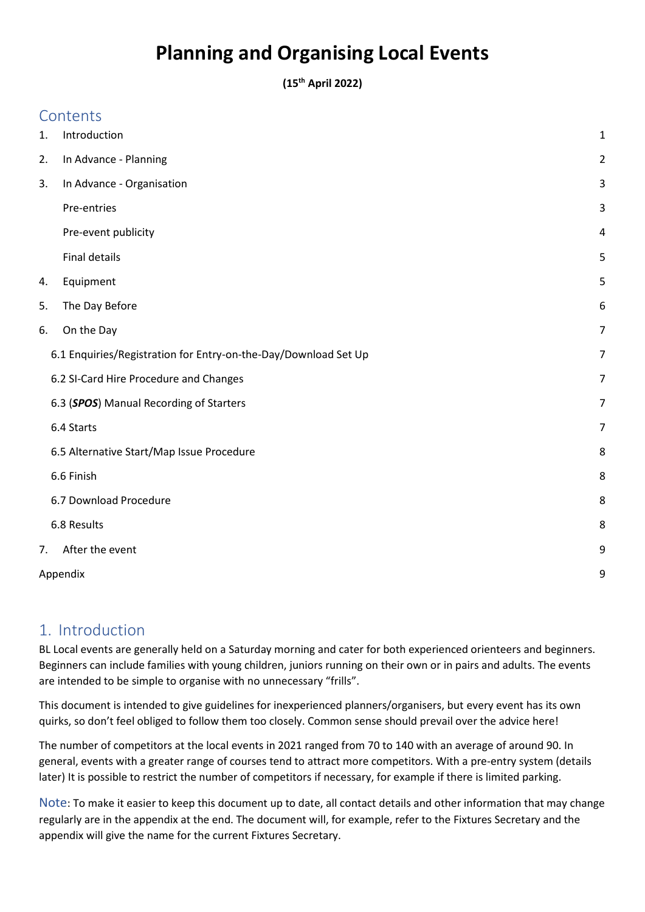# Planning and Organising Local Events

**(15th April 2022)**

## Contents

| | | |
|---|---|---|
| 1. | Introduction | 1 |
| 2. | In Advance - Planning | 2 |
| 3. | In Advance - Organisation | 3 |
| | Pre-entries | 3 |
| | Pre-event publicity | 4 |
| | Final details | 5 |
| 4. | Equipment | 5 |
| 5. | The Day Before | 6 |
| 6. | On the Day | 7 |
| | 6.1 Enquiries/Registration for Entry-on-the-Day/Download Set Up | 7 |
| | 6.2 SI-Card Hire Procedure and Changes | 7 |
| | 6.3 (***SPOS***) Manual Recording of Starters | 7 |
| | 6.4 Starts | 7 |
| | 6.5 Alternative Start/Map Issue Procedure | 8 |
| | 6.6 Finish | 8 |
| | 6.7 Download Procedure | 8 |
| | 6.8 Results | 8 |
| 7. | After the event | 9 |
| | Appendix | 9 |

## 1. Introduction

BL Local events are generally held on a Saturday morning and cater for both experienced orienteers and beginners. Beginners can include families with young children, juniors running on their own or in pairs and adults. The events are intended to be simple to organise with no unnecessary "frills".

This document is intended to give guidelines for inexperienced planners/organisers, but every event has its own quirks, so don't feel obliged to follow them too closely. Common sense should prevail over the advice here!

The number of competitors at the local events in 2021 ranged from 70 to 140 with an average of around 90. In general, events with a greater range of courses tend to attract more competitors. With a pre-entry system (details later) It is possible to restrict the number of competitors if necessary, for example if there is limited parking.

Note: To make it easier to keep this document up to date, all contact details and other information that may change regularly are in the appendix at the end. The document will, for example, refer to the Fixtures Secretary and the appendix will give the name for the current Fixtures Secretary.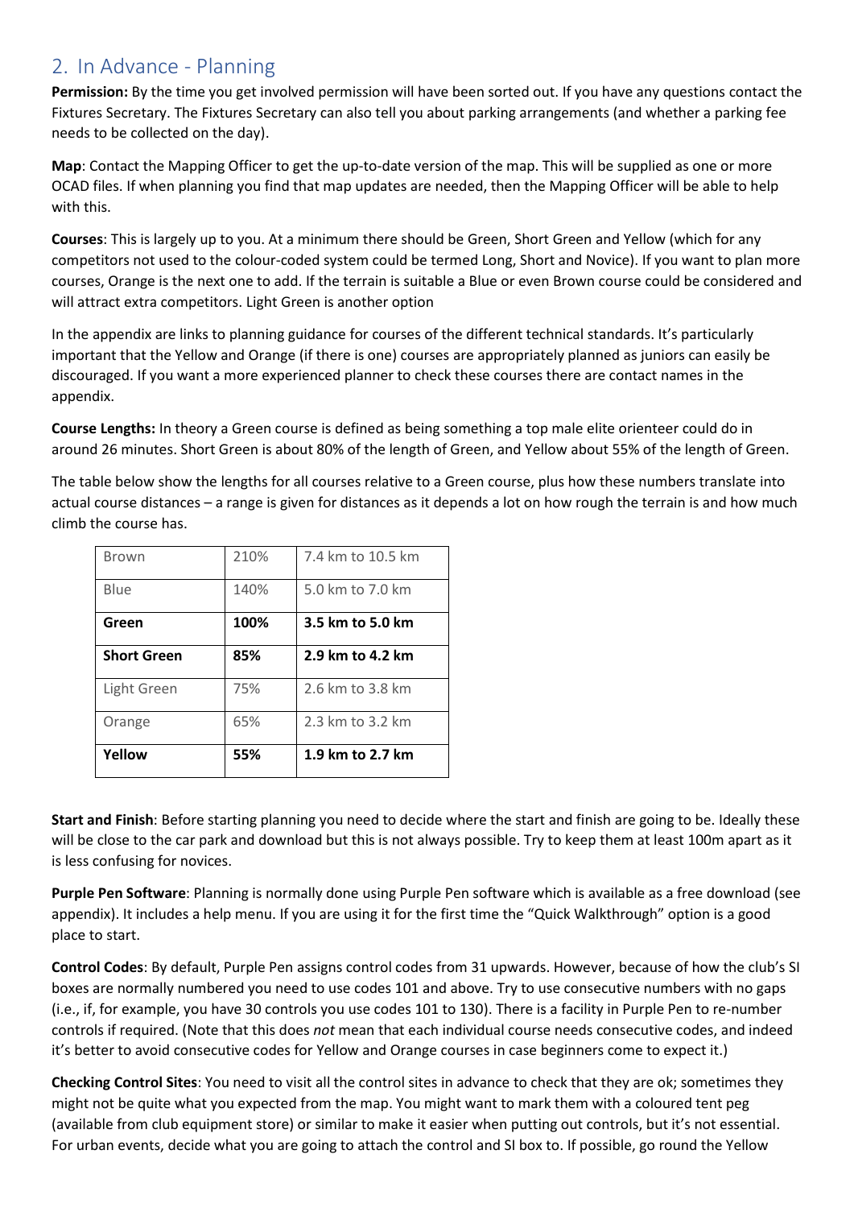## 2. In Advance - Planning

**Permission:** By the time you get involved permission will have been sorted out. If you have any questions contact the Fixtures Secretary. The Fixtures Secretary can also tell you about parking arrangements (and whether a parking fee needs to be collected on the day).

**Map**: Contact the Mapping Officer to get the up-to-date version of the map. This will be supplied as one or more OCAD files. If when planning you find that map updates are needed, then the Mapping Officer will be able to help with this.

**Courses**: This is largely up to you. At a minimum there should be Green, Short Green and Yellow (which for any competitors not used to the colour-coded system could be termed Long, Short and Novice). If you want to plan more courses, Orange is the next one to add. If the terrain is suitable a Blue or even Brown course could be considered and will attract extra competitors. Light Green is another option

In the appendix are links to planning guidance for courses of the different technical standards. It's particularly important that the Yellow and Orange (if there is one) courses are appropriately planned as juniors can easily be discouraged. If you want a more experienced planner to check these courses there are contact names in the appendix.

**Course Lengths:** In theory a Green course is defined as being something a top male elite orienteer could do in around 26 minutes. Short Green is about 80% of the length of Green, and Yellow about 55% of the length of Green.

The table below show the lengths for all courses relative to a Green course, plus how these numbers translate into actual course distances – a range is given for distances as it depends a lot on how rough the terrain is and how much climb the course has.

| Course | % of Green | Distance |
|---|---|---|
| Brown | 210% | 7.4 km to 10.5 km |
| Blue | 140% | 5.0 km to 7.0 km |
| **Green** | **100%** | **3.5 km to 5.0 km** |
| **Short Green** | **85%** | **2.9 km to 4.2 km** |
| Light Green | 75% | 2.6 km to 3.8 km |
| Orange | 65% | 2.3 km to 3.2 km |
| **Yellow** | **55%** | **1.9 km to 2.7 km** |

**Start and Finish**: Before starting planning you need to decide where the start and finish are going to be. Ideally these will be close to the car park and download but this is not always possible. Try to keep them at least 100m apart as it is less confusing for novices.

**Purple Pen Software**: Planning is normally done using Purple Pen software which is available as a free download (see appendix). It includes a help menu. If you are using it for the first time the "Quick Walkthrough" option is a good place to start.

**Control Codes**: By default, Purple Pen assigns control codes from 31 upwards. However, because of how the club's SI boxes are normally numbered you need to use codes 101 and above. Try to use consecutive numbers with no gaps (i.e., if, for example, you have 30 controls you use codes 101 to 130). There is a facility in Purple Pen to re-number controls if required. (Note that this does *not* mean that each individual course needs consecutive codes, and indeed it's better to avoid consecutive codes for Yellow and Orange courses in case beginners come to expect it.)

**Checking Control Sites**: You need to visit all the control sites in advance to check that they are ok; sometimes they might not be quite what you expected from the map. You might want to mark them with a coloured tent peg (available from club equipment store) or similar to make it easier when putting out controls, but it's not essential. For urban events, decide what you are going to attach the control and SI box to. If possible, go round the Yellow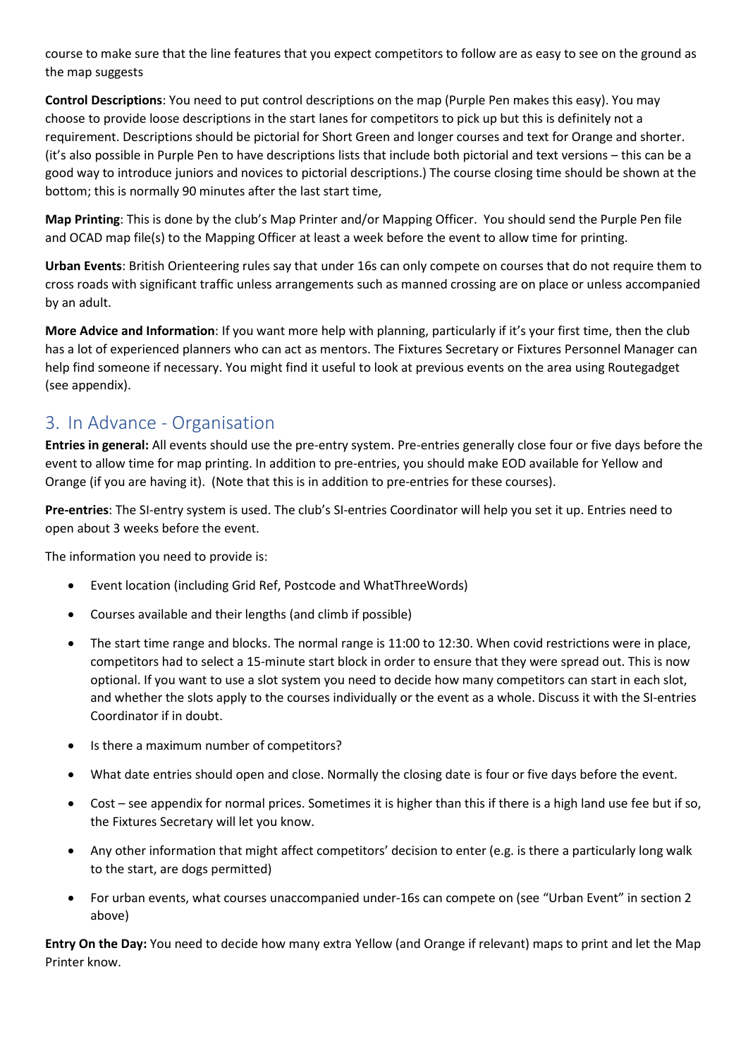course to make sure that the line features that you expect competitors to follow are as easy to see on the ground as the map suggests

**Control Descriptions**: You need to put control descriptions on the map (Purple Pen makes this easy). You may choose to provide loose descriptions in the start lanes for competitors to pick up but this is definitely not a requirement. Descriptions should be pictorial for Short Green and longer courses and text for Orange and shorter. (it's also possible in Purple Pen to have descriptions lists that include both pictorial and text versions – this can be a good way to introduce juniors and novices to pictorial descriptions.) The course closing time should be shown at the bottom; this is normally 90 minutes after the last start time,

**Map Printing**: This is done by the club's Map Printer and/or Mapping Officer. You should send the Purple Pen file and OCAD map file(s) to the Mapping Officer at least a week before the event to allow time for printing.

**Urban Events**: British Orienteering rules say that under 16s can only compete on courses that do not require them to cross roads with significant traffic unless arrangements such as manned crossing are on place or unless accompanied by an adult.

**More Advice and Information**: If you want more help with planning, particularly if it's your first time, then the club has a lot of experienced planners who can act as mentors. The Fixtures Secretary or Fixtures Personnel Manager can help find someone if necessary. You might find it useful to look at previous events on the area using Routegadget (see appendix).

## 3. In Advance - Organisation

**Entries in general:** All events should use the pre-entry system. Pre-entries generally close four or five days before the event to allow time for map printing. In addition to pre-entries, you should make EOD available for Yellow and Orange (if you are having it). (Note that this is in addition to pre-entries for these courses).

**Pre-entries**: The SI-entry system is used. The club's SI-entries Coordinator will help you set it up. Entries need to open about 3 weeks before the event.

The information you need to provide is:

- Event location (including Grid Ref, Postcode and WhatThreeWords)
- Courses available and their lengths (and climb if possible)
- The start time range and blocks. The normal range is 11:00 to 12:30. When covid restrictions were in place, competitors had to select a 15-minute start block in order to ensure that they were spread out. This is now optional. If you want to use a slot system you need to decide how many competitors can start in each slot, and whether the slots apply to the courses individually or the event as a whole. Discuss it with the SI-entries Coordinator if in doubt.
- Is there a maximum number of competitors?
- What date entries should open and close. Normally the closing date is four or five days before the event.
- Cost – see appendix for normal prices. Sometimes it is higher than this if there is a high land use fee but if so, the Fixtures Secretary will let you know.
- Any other information that might affect competitors' decision to enter (e.g. is there a particularly long walk to the start, are dogs permitted)
- For urban events, what courses unaccompanied under-16s can compete on (see "Urban Event" in section 2 above)

**Entry On the Day:** You need to decide how many extra Yellow (and Orange if relevant) maps to print and let the Map Printer know.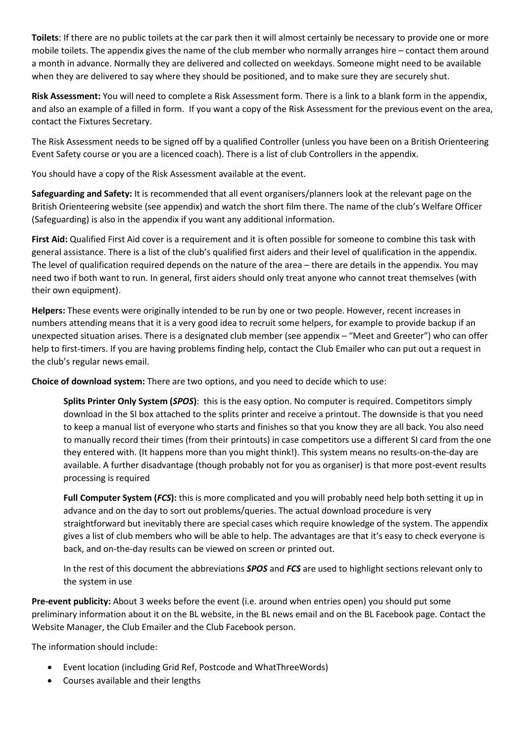**Toilets**: If there are no public toilets at the car park then it will almost certainly be necessary to provide one or more mobile toilets. The appendix gives the name of the club member who normally arranges hire – contact them around a month in advance. Normally they are delivered and collected on weekdays. Someone might need to be available when they are delivered to say where they should be positioned, and to make sure they are securely shut.

**Risk Assessment:** You will need to complete a Risk Assessment form. There is a link to a blank form in the appendix, and also an example of a filled in form. If you want a copy of the Risk Assessment for the previous event on the area, contact the Fixtures Secretary.

The Risk Assessment needs to be signed off by a qualified Controller (unless you have been on a British Orienteering Event Safety course or you are a licenced coach). There is a list of club Controllers in the appendix.

You should have a copy of the Risk Assessment available at the event.

**Safeguarding and Safety:** It is recommended that all event organisers/planners look at the relevant page on the British Orienteering website (see appendix) and watch the short film there. The name of the club's Welfare Officer (Safeguarding) is also in the appendix if you want any additional information.

**First Aid:** Qualified First Aid cover is a requirement and it is often possible for someone to combine this task with general assistance. There is a list of the club's qualified first aiders and their level of qualification in the appendix. The level of qualification required depends on the nature of the area – there are details in the appendix. You may need two if both want to run. In general, first aiders should only treat anyone who cannot treat themselves (with their own equipment).

**Helpers:** These events were originally intended to be run by one or two people. However, recent increases in numbers attending means that it is a very good idea to recruit some helpers, for example to provide backup if an unexpected situation arises. There is a designated club member (see appendix – "Meet and Greeter") who can offer help to first-timers. If you are having problems finding help, contact the Club Emailer who can put out a request in the club's regular news email.

**Choice of download system:** There are two options, and you need to decide which to use:

> **Splits Printer Only System (*SPOS*)**: this is the easy option. No computer is required. Competitors simply download in the SI box attached to the splits printer and receive a printout. The downside is that you need to keep a manual list of everyone who starts and finishes so that you know they are all back. You also need to manually record their times (from their printouts) in case competitors use a different SI card from the one they entered with. (It happens more than you might think!). This system means no results-on-the-day are available. A further disadvantage (though probably not for you as organiser) is that more post-event results processing is required
>
> **Full Computer System (*FCS*):** this is more complicated and you will probably need help both setting it up in advance and on the day to sort out problems/queries. The actual download procedure is very straightforward but inevitably there are special cases which require knowledge of the system. The appendix gives a list of club members who will be able to help. The advantages are that it's easy to check everyone is back, and on-the-day results can be viewed on screen or printed out.
>
> In the rest of this document the abbreviations ***SPOS*** and ***FCS*** are used to highlight sections relevant only to the system in use

**Pre-event publicity:** About 3 weeks before the event (i.e. around when entries open) you should put some preliminary information about it on the BL website, in the BL news email and on the BL Facebook page. Contact the Website Manager, the Club Emailer and the Club Facebook person.

The information should include:

- Event location (including Grid Ref, Postcode and WhatThreeWords)
- Courses available and their lengths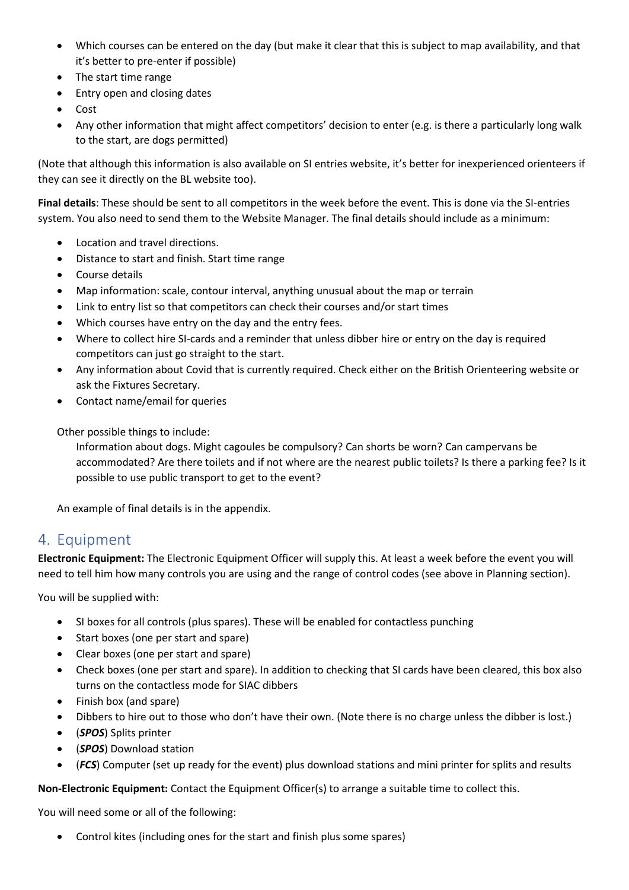- Which courses can be entered on the day (but make it clear that this is subject to map availability, and that it's better to pre-enter if possible)
- The start time range
- Entry open and closing dates
- Cost
- Any other information that might affect competitors' decision to enter (e.g. is there a particularly long walk to the start, are dogs permitted)

(Note that although this information is also available on SI entries website, it's better for inexperienced orienteers if they can see it directly on the BL website too).

**Final details**: These should be sent to all competitors in the week before the event. This is done via the SI-entries system. You also need to send them to the Website Manager. The final details should include as a minimum:

- Location and travel directions.
- Distance to start and finish. Start time range
- Course details
- Map information: scale, contour interval, anything unusual about the map or terrain
- Link to entry list so that competitors can check their courses and/or start times
- Which courses have entry on the day and the entry fees.
- Where to collect hire SI-cards and a reminder that unless dibber hire or entry on the day is required competitors can just go straight to the start.
- Any information about Covid that is currently required. Check either on the British Orienteering website or ask the Fixtures Secretary.
- Contact name/email for queries

Other possible things to include:

Information about dogs. Might cagoules be compulsory? Can shorts be worn? Can campervans be accommodated? Are there toilets and if not where are the nearest public toilets? Is there a parking fee? Is it possible to use public transport to get to the event?

An example of final details is in the appendix.

## 4. Equipment

**Electronic Equipment:** The Electronic Equipment Officer will supply this. At least a week before the event you will need to tell him how many controls you are using and the range of control codes (see above in Planning section).

You will be supplied with:

- SI boxes for all controls (plus spares). These will be enabled for contactless punching
- Start boxes (one per start and spare)
- Clear boxes (one per start and spare)
- Check boxes (one per start and spare). In addition to checking that SI cards have been cleared, this box also turns on the contactless mode for SIAC dibbers
- Finish box (and spare)
- Dibbers to hire out to those who don't have their own. (Note there is no charge unless the dibber is lost.)
- (***SPOS***) Splits printer
- (***SPOS***) Download station
- (***FCS***) Computer (set up ready for the event) plus download stations and mini printer for splits and results

**Non-Electronic Equipment:** Contact the Equipment Officer(s) to arrange a suitable time to collect this.

You will need some or all of the following:

- Control kites (including ones for the start and finish plus some spares)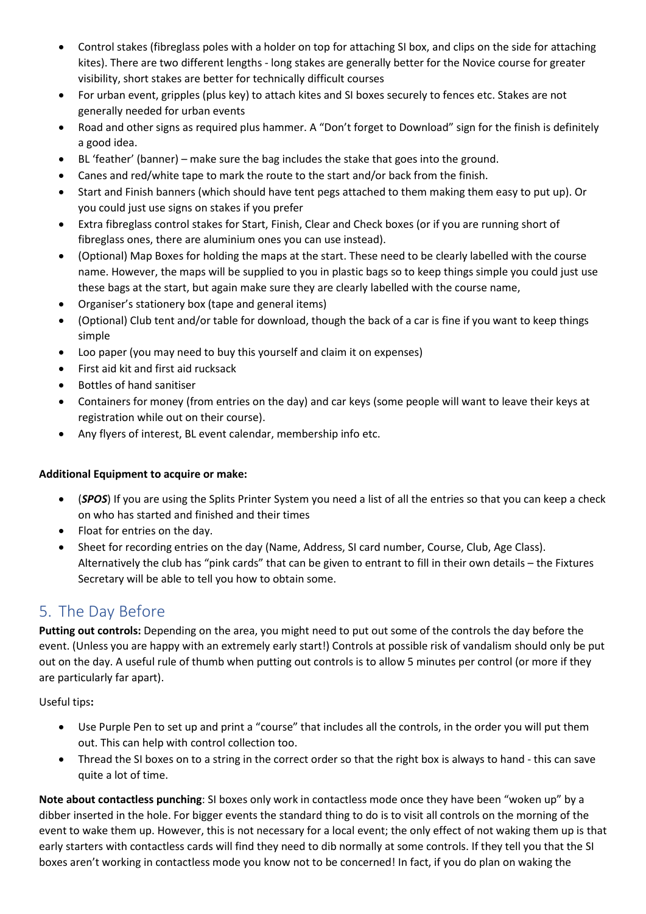- Control stakes (fibreglass poles with a holder on top for attaching SI box, and clips on the side for attaching kites). There are two different lengths - long stakes are generally better for the Novice course for greater visibility, short stakes are better for technically difficult courses
- For urban event, gripples (plus key) to attach kites and SI boxes securely to fences etc. Stakes are not generally needed for urban events
- Road and other signs as required plus hammer. A "Don't forget to Download" sign for the finish is definitely a good idea.
- BL 'feather' (banner) – make sure the bag includes the stake that goes into the ground.
- Canes and red/white tape to mark the route to the start and/or back from the finish.
- Start and Finish banners (which should have tent pegs attached to them making them easy to put up). Or you could just use signs on stakes if you prefer
- Extra fibreglass control stakes for Start, Finish, Clear and Check boxes (or if you are running short of fibreglass ones, there are aluminium ones you can use instead).
- (Optional) Map Boxes for holding the maps at the start. These need to be clearly labelled with the course name. However, the maps will be supplied to you in plastic bags so to keep things simple you could just use these bags at the start, but again make sure they are clearly labelled with the course name,
- Organiser's stationery box (tape and general items)
- (Optional) Club tent and/or table for download, though the back of a car is fine if you want to keep things simple
- Loo paper (you may need to buy this yourself and claim it on expenses)
- First aid kit and first aid rucksack
- Bottles of hand sanitiser
- Containers for money (from entries on the day) and car keys (some people will want to leave their keys at registration while out on their course).
- Any flyers of interest, BL event calendar, membership info etc.

**Additional Equipment to acquire or make:**

- (***SPOS***) If you are using the Splits Printer System you need a list of all the entries so that you can keep a check on who has started and finished and their times
- Float for entries on the day.
- Sheet for recording entries on the day (Name, Address, SI card number, Course, Club, Age Class). Alternatively the club has "pink cards" that can be given to entrant to fill in their own details – the Fixtures Secretary will be able to tell you how to obtain some.

## 5. The Day Before

**Putting out controls:** Depending on the area, you might need to put out some of the controls the day before the event. (Unless you are happy with an extremely early start!) Controls at possible risk of vandalism should only be put out on the day. A useful rule of thumb when putting out controls is to allow 5 minutes per control (or more if they are particularly far apart).

Useful tips**:**

- Use Purple Pen to set up and print a "course" that includes all the controls, in the order you will put them out. This can help with control collection too.
- Thread the SI boxes on to a string in the correct order so that the right box is always to hand - this can save quite a lot of time.

**Note about contactless punching**: SI boxes only work in contactless mode once they have been "woken up" by a dibber inserted in the hole. For bigger events the standard thing to do is to visit all controls on the morning of the event to wake them up. However, this is not necessary for a local event; the only effect of not waking them up is that early starters with contactless cards will find they need to dib normally at some controls. If they tell you that the SI boxes aren't working in contactless mode you know not to be concerned! In fact, if you do plan on waking the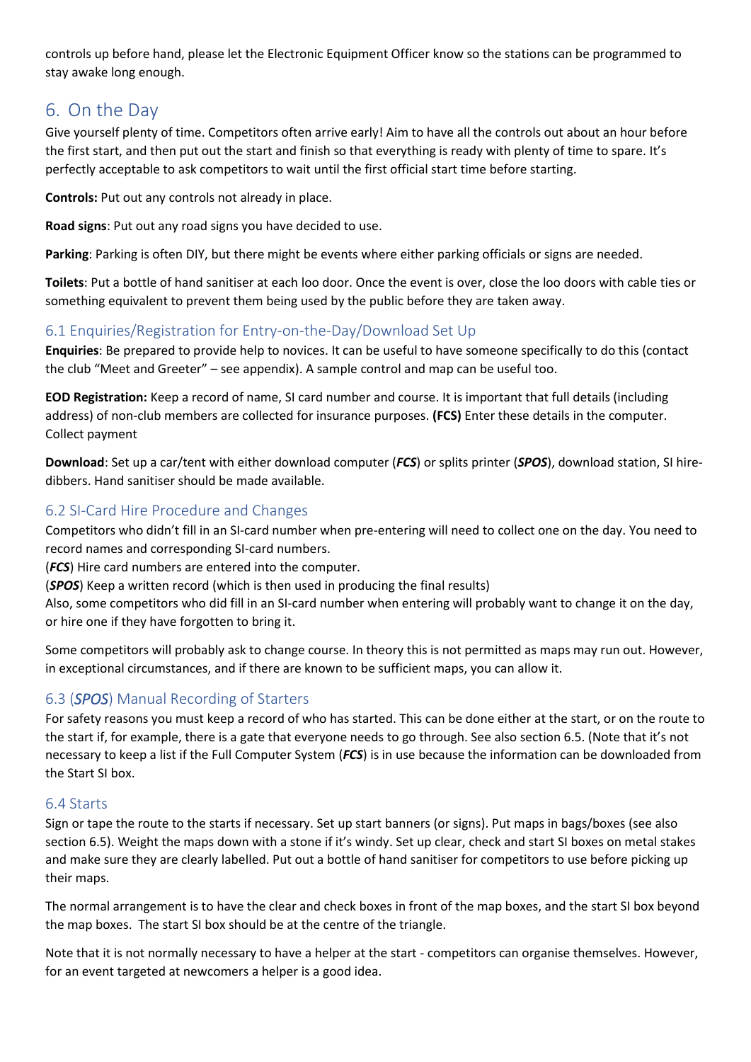controls up before hand, please let the Electronic Equipment Officer know so the stations can be programmed to stay awake long enough.

## 6. On the Day

Give yourself plenty of time. Competitors often arrive early! Aim to have all the controls out about an hour before the first start, and then put out the start and finish so that everything is ready with plenty of time to spare. It's perfectly acceptable to ask competitors to wait until the first official start time before starting.

**Controls:** Put out any controls not already in place.

**Road signs**: Put out any road signs you have decided to use.

**Parking**: Parking is often DIY, but there might be events where either parking officials or signs are needed.

**Toilets**: Put a bottle of hand sanitiser at each loo door. Once the event is over, close the loo doors with cable ties or something equivalent to prevent them being used by the public before they are taken away.

### 6.1 Enquiries/Registration for Entry-on-the-Day/Download Set Up

**Enquiries**: Be prepared to provide help to novices. It can be useful to have someone specifically to do this (contact the club "Meet and Greeter" – see appendix). A sample control and map can be useful too.

**EOD Registration:** Keep a record of name, SI card number and course. It is important that full details (including address) of non-club members are collected for insurance purposes. **(FCS)** Enter these details in the computer. Collect payment

**Download**: Set up a car/tent with either download computer (***FCS***) or splits printer (***SPOS***), download station, SI hire-dibbers. Hand sanitiser should be made available.

### 6.2 SI-Card Hire Procedure and Changes

Competitors who didn't fill in an SI-card number when pre-entering will need to collect one on the day. You need to record names and corresponding SI-card numbers.
(***FCS***) Hire card numbers are entered into the computer.
(***SPOS***) Keep a written record (which is then used in producing the final results)
Also, some competitors who did fill in an SI-card number when entering will probably want to change it on the day, or hire one if they have forgotten to bring it.

Some competitors will probably ask to change course. In theory this is not permitted as maps may run out. However, in exceptional circumstances, and if there are known to be sufficient maps, you can allow it.

### 6.3 (*SPOS*) Manual Recording of Starters

For safety reasons you must keep a record of who has started. This can be done either at the start, or on the route to the start if, for example, there is a gate that everyone needs to go through. See also section 6.5. (Note that it's not necessary to keep a list if the Full Computer System (***FCS***) is in use because the information can be downloaded from the Start SI box.

### 6.4 Starts

Sign or tape the route to the starts if necessary. Set up start banners (or signs). Put maps in bags/boxes (see also section 6.5). Weight the maps down with a stone if it's windy. Set up clear, check and start SI boxes on metal stakes and make sure they are clearly labelled. Put out a bottle of hand sanitiser for competitors to use before picking up their maps.

The normal arrangement is to have the clear and check boxes in front of the map boxes, and the start SI box beyond the map boxes. The start SI box should be at the centre of the triangle.

Note that it is not normally necessary to have a helper at the start - competitors can organise themselves. However, for an event targeted at newcomers a helper is a good idea.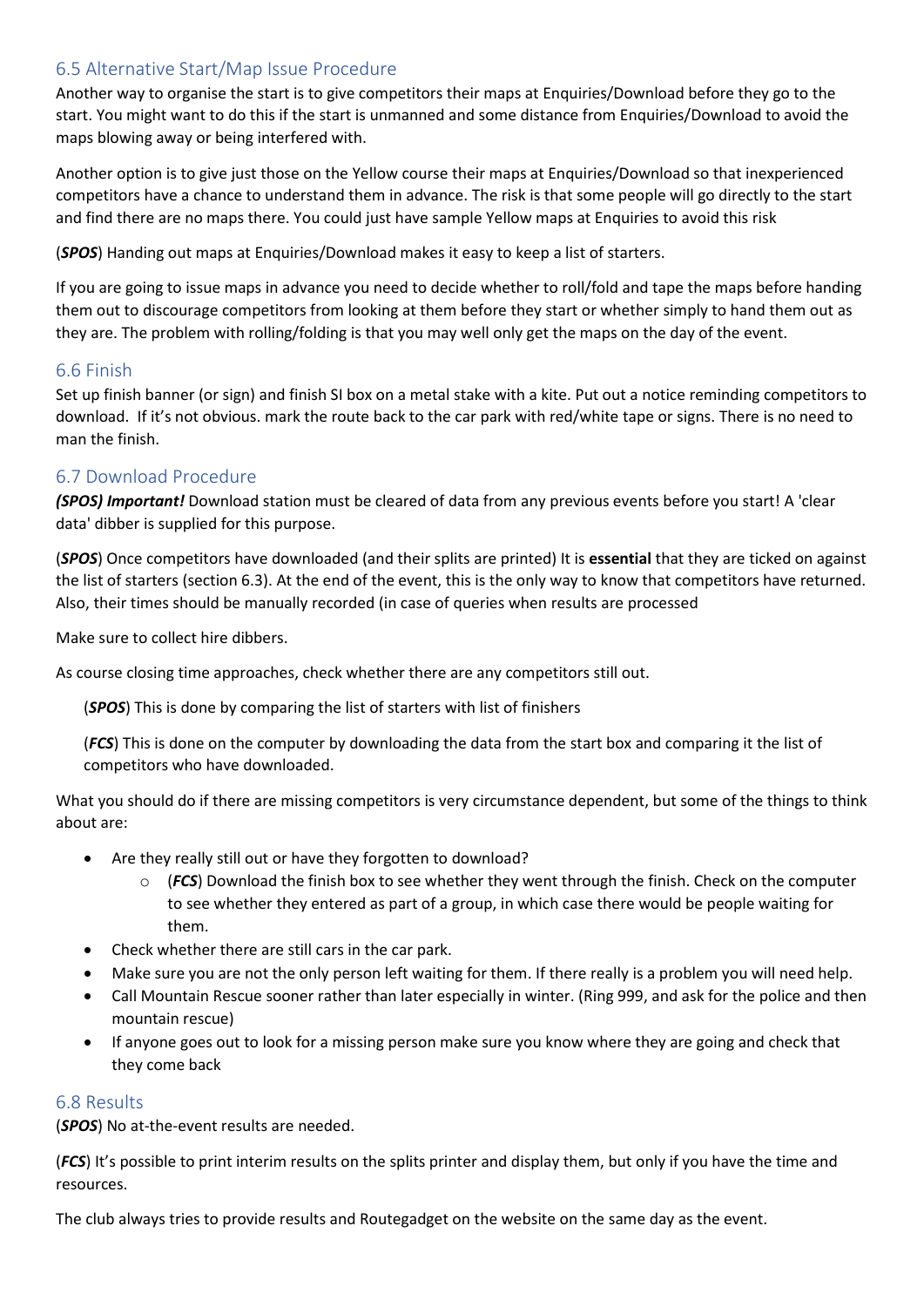## 6.5 Alternative Start/Map Issue Procedure

Another way to organise the start is to give competitors their maps at Enquiries/Download before they go to the start. You might want to do this if the start is unmanned and some distance from Enquiries/Download to avoid the maps blowing away or being interfered with.

Another option is to give just those on the Yellow course their maps at Enquiries/Download so that inexperienced competitors have a chance to understand them in advance. The risk is that some people will go directly to the start and find there are no maps there. You could just have sample Yellow maps at Enquiries to avoid this risk

(***SPOS***) Handing out maps at Enquiries/Download makes it easy to keep a list of starters.

If you are going to issue maps in advance you need to decide whether to roll/fold and tape the maps before handing them out to discourage competitors from looking at them before they start or whether simply to hand them out as they are. The problem with rolling/folding is that you may well only get the maps on the day of the event.

## 6.6 Finish

Set up finish banner (or sign) and finish SI box on a metal stake with a kite. Put out a notice reminding competitors to download. If it's not obvious. mark the route back to the car park with red/white tape or signs. There is no need to man the finish.

## 6.7 Download Procedure

***(SPOS) Important!*** Download station must be cleared of data from any previous events before you start! A 'clear data' dibber is supplied for this purpose.

(***SPOS***) Once competitors have downloaded (and their splits are printed) It is **essential** that they are ticked on against the list of starters (section 6.3). At the end of the event, this is the only way to know that competitors have returned. Also, their times should be manually recorded (in case of queries when results are processed

Make sure to collect hire dibbers.

As course closing time approaches, check whether there are any competitors still out.

> (***SPOS***) This is done by comparing the list of starters with list of finishers
>
> (***FCS***) This is done on the computer by downloading the data from the start box and comparing it the list of competitors who have downloaded.

What you should do if there are missing competitors is very circumstance dependent, but some of the things to think about are:

- Are they really still out or have they forgotten to download?
  - (***FCS***) Download the finish box to see whether they went through the finish. Check on the computer to see whether they entered as part of a group, in which case there would be people waiting for them.
- Check whether there are still cars in the car park.
- Make sure you are not the only person left waiting for them. If there really is a problem you will need help.
- Call Mountain Rescue sooner rather than later especially in winter. (Ring 999, and ask for the police and then mountain rescue)
- If anyone goes out to look for a missing person make sure you know where they are going and check that they come back

## 6.8 Results

(***SPOS***) No at-the-event results are needed.

(***FCS***) It's possible to print interim results on the splits printer and display them, but only if you have the time and resources.

The club always tries to provide results and Routegadget on the website on the same day as the event.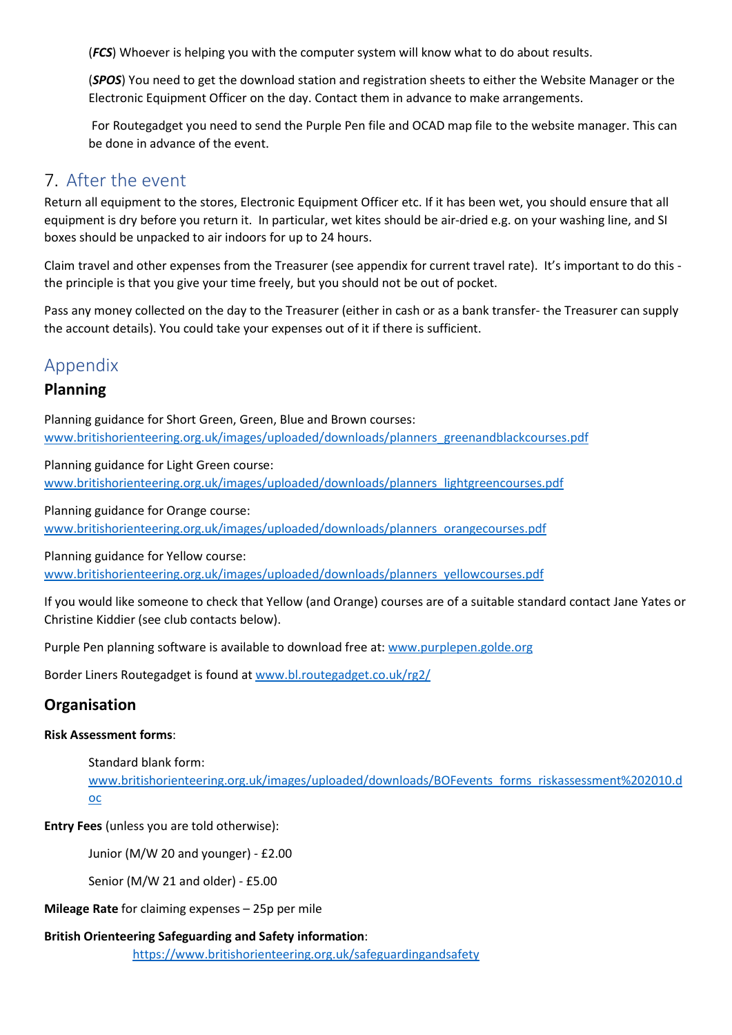(***FCS***) Whoever is helping you with the computer system will know what to do about results.

(***SPOS***) You need to get the download station and registration sheets to either the Website Manager or the Electronic Equipment Officer on the day. Contact them in advance to make arrangements.

For Routegadget you need to send the Purple Pen file and OCAD map file to the website manager. This can be done in advance of the event.

## 7. After the event

Return all equipment to the stores, Electronic Equipment Officer etc. If it has been wet, you should ensure that all equipment is dry before you return it. In particular, wet kites should be air-dried e.g. on your washing line, and SI boxes should be unpacked to air indoors for up to 24 hours.

Claim travel and other expenses from the Treasurer (see appendix for current travel rate). It's important to do this - the principle is that you give your time freely, but you should not be out of pocket.

Pass any money collected on the day to the Treasurer (either in cash or as a bank transfer- the Treasurer can supply the account details). You could take your expenses out of it if there is sufficient.

## Appendix

### Planning

Planning guidance for Short Green, Green, Blue and Brown courses:
www.britishorienteering.org.uk/images/uploaded/downloads/planners_greenandblackcourses.pdf

Planning guidance for Light Green course:
www.britishorienteering.org.uk/images/uploaded/downloads/planners_lightgreencourses.pdf

Planning guidance for Orange course:
www.britishorienteering.org.uk/images/uploaded/downloads/planners_orangecourses.pdf

Planning guidance for Yellow course:
www.britishorienteering.org.uk/images/uploaded/downloads/planners_yellowcourses.pdf

If you would like someone to check that Yellow (and Orange) courses are of a suitable standard contact Jane Yates or Christine Kiddier (see club contacts below).

Purple Pen planning software is available to download free at: www.purplepen.golde.org

Border Liners Routegadget is found at www.bl.routegadget.co.uk/rg2/

### Organisation

**Risk Assessment forms**:

Standard blank form:
www.britishorienteering.org.uk/images/uploaded/downloads/BOFevents_forms_riskassessment%202010.doc

**Entry Fees** (unless you are told otherwise):

Junior (M/W 20 and younger) - £2.00

Senior (M/W 21 and older) - £5.00

**Mileage Rate** for claiming expenses – 25p per mile

**British Orienteering Safeguarding and Safety information**:
https://www.britishorienteering.org.uk/safeguardingandsafety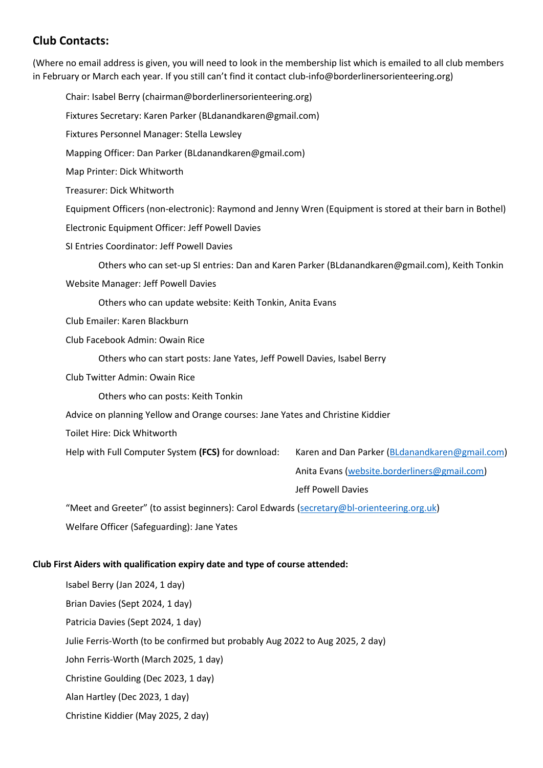## Club Contacts:

(Where no email address is given, you will need to look in the membership list which is emailed to all club members in February or March each year. If you still can't find it contact club-info@borderlinersorienteering.org)

- Chair: Isabel Berry (chairman@borderlinersorienteering.org)
- Fixtures Secretary: Karen Parker (BLdanandkaren@gmail.com)
- Fixtures Personnel Manager: Stella Lewsley
- Mapping Officer: Dan Parker (BLdanandkaren@gmail.com)
- Map Printer: Dick Whitworth
- Treasurer: Dick Whitworth
- Equipment Officers (non-electronic): Raymond and Jenny Wren (Equipment is stored at their barn in Bothel)
- Electronic Equipment Officer: Jeff Powell Davies
- SI Entries Coordinator: Jeff Powell Davies
  - Others who can set-up SI entries: Dan and Karen Parker (BLdanandkaren@gmail.com), Keith Tonkin
- Website Manager: Jeff Powell Davies
  - Others who can update website: Keith Tonkin, Anita Evans
- Club Emailer: Karen Blackburn
- Club Facebook Admin: Owain Rice
  - Others who can start posts: Jane Yates, Jeff Powell Davies, Isabel Berry
- Club Twitter Admin: Owain Rice
  - Others who can posts: Keith Tonkin
- Advice on planning Yellow and Orange courses: Jane Yates and Christine Kiddier
- Toilet Hire: Dick Whitworth
- Help with Full Computer System **(FCS)** for download:
  - Karen and Dan Parker (BLdanandkaren@gmail.com)
  - Anita Evans (website.borderliners@gmail.com)
  - Jeff Powell Davies
- "Meet and Greeter" (to assist beginners): Carol Edwards (secretary@bl-orienteering.org.uk)
- Welfare Officer (Safeguarding): Jane Yates

**Club First Aiders with qualification expiry date and type of course attended:**

- Isabel Berry (Jan 2024, 1 day)
- Brian Davies (Sept 2024, 1 day)
- Patricia Davies (Sept 2024, 1 day)
- Julie Ferris-Worth (to be confirmed but probably Aug 2022 to Aug 2025, 2 day)
- John Ferris-Worth (March 2025, 1 day)
- Christine Goulding (Dec 2023, 1 day)
- Alan Hartley (Dec 2023, 1 day)
- Christine Kiddier (May 2025, 2 day)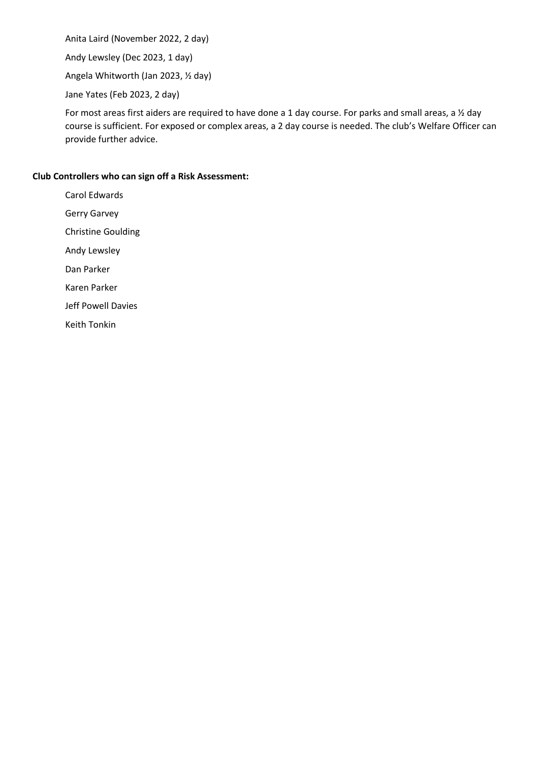Anita Laird (November 2022, 2 day)

Andy Lewsley (Dec 2023, 1 day)

Angela Whitworth (Jan 2023, ½ day)

Jane Yates (Feb 2023, 2 day)

For most areas first aiders are required to have done a 1 day course. For parks and small areas, a ½ day course is sufficient. For exposed or complex areas, a 2 day course is needed. The club's Welfare Officer can provide further advice.

**Club Controllers who can sign off a Risk Assessment:**

Carol Edwards

Gerry Garvey

Christine Goulding

Andy Lewsley

Dan Parker

Karen Parker

Jeff Powell Davies

Keith Tonkin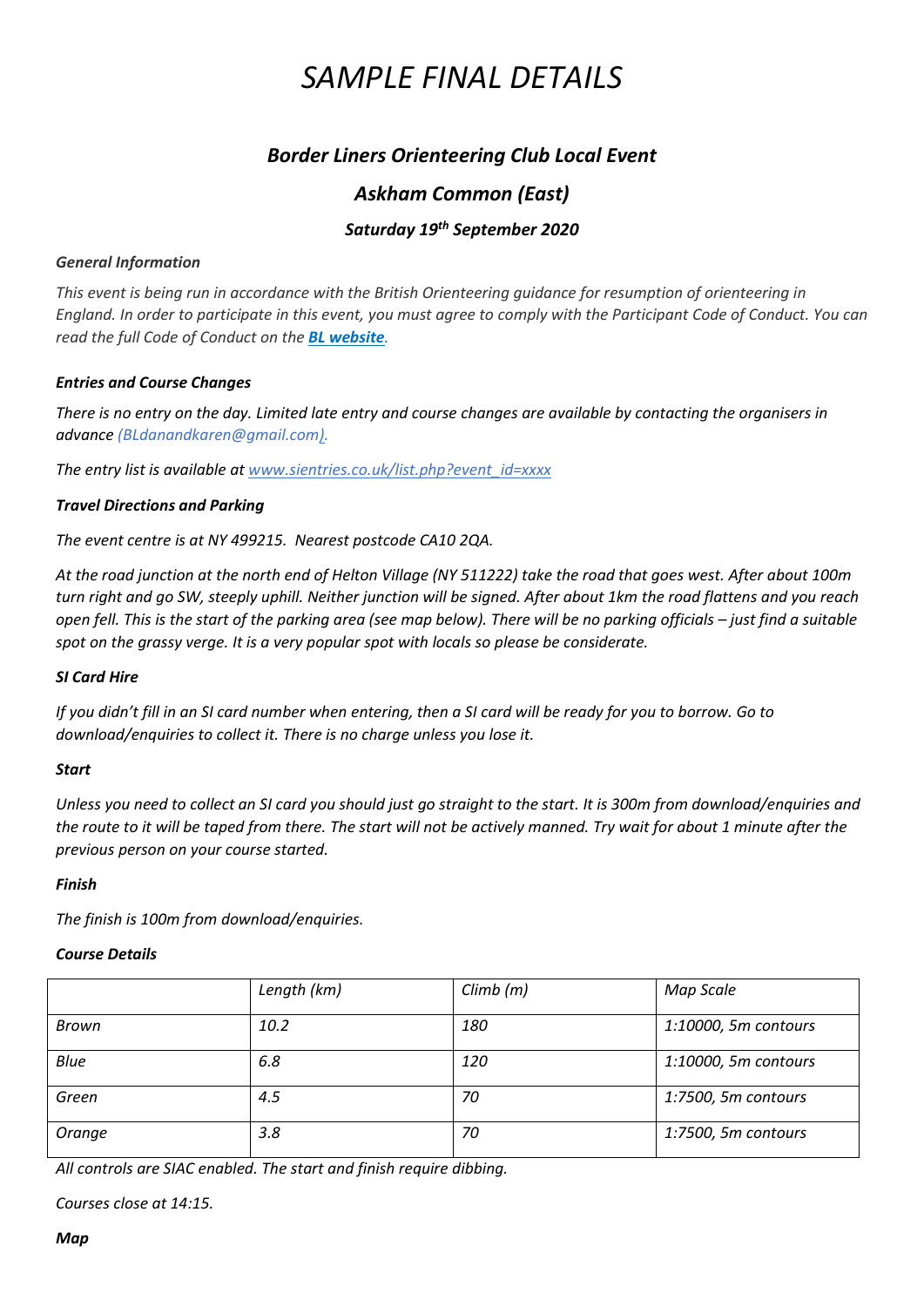# *SAMPLE FINAL DETAILS*

### ***Border Liners Orienteering Club Local Event***

### ***Askham Common (East)***

#### ***Saturday 19th September 2020***

***General Information***

*This event is being run in accordance with the British Orienteering guidance for resumption of orienteering in England. In order to participate in this event, you must agree to comply with the Participant Code of Conduct. You can read the full Code of Conduct on the **BL website**.*

***Entries and Course Changes***

*There is no entry on the day. Limited late entry and course changes are available by contacting the organisers in advance (BLdanandkaren@gmail.com).*

*The entry list is available at www.sientries.co.uk/list.php?event_id=xxxx*

***Travel Directions and Parking***

*The event centre is at NY 499215. Nearest postcode CA10 2QA.*

*At the road junction at the north end of Helton Village (NY 511222) take the road that goes west. After about 100m turn right and go SW, steeply uphill. Neither junction will be signed. After about 1km the road flattens and you reach open fell. This is the start of the parking area (see map below). There will be no parking officials – just find a suitable spot on the grassy verge. It is a very popular spot with locals so please be considerate.*

***SI Card Hire***

*If you didn't fill in an SI card number when entering, then a SI card will be ready for you to borrow. Go to download/enquiries to collect it. There is no charge unless you lose it.*

***Start***

*Unless you need to collect an SI card you should just go straight to the start. It is 300m from download/enquiries and the route to it will be taped from there. The start will not be actively manned. Try wait for about 1 minute after the previous person on your course started.*

***Finish***

*The finish is 100m from download/enquiries.*

***Course Details***

| | *Length (km)* | *Climb (m)* | *Map Scale* |
|---|---|---|---|
| *Brown* | *10.2* | *180* | *1:10000, 5m contours* |
| *Blue* | *6.8* | *120* | *1:10000, 5m contours* |
| *Green* | *4.5* | *70* | *1:7500, 5m contours* |
| *Orange* | *3.8* | *70* | *1:7500, 5m contours* |

*All controls are SIAC enabled. The start and finish require dibbing.*

*Courses close at 14:15.*

***Map***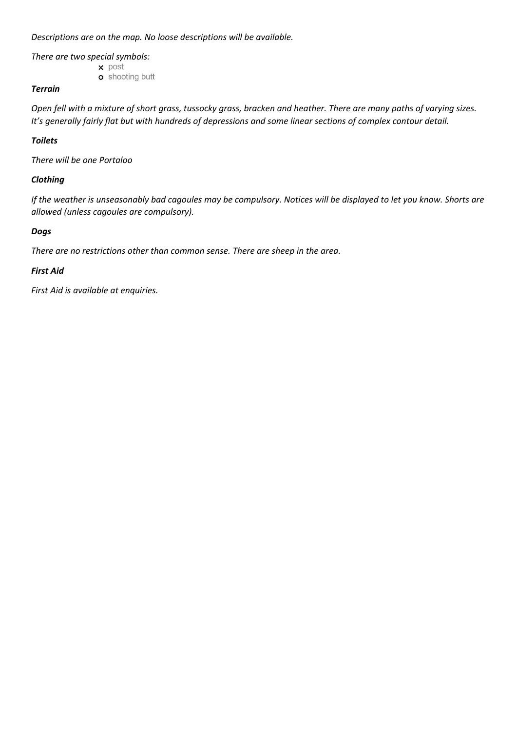*Descriptions are on the map. No loose descriptions will be available.*

*There are two special symbols:*

× post
o shooting butt

***Terrain***

*Open fell with a mixture of short grass, tussocky grass, bracken and heather. There are many paths of varying sizes. It's generally fairly flat but with hundreds of depressions and some linear sections of complex contour detail.*

***Toilets***

*There will be one Portaloo*

***Clothing***

*If the weather is unseasonably bad cagoules may be compulsory. Notices will be displayed to let you know. Shorts are allowed (unless cagoules are compulsory).*

***Dogs***

*There are no restrictions other than common sense. There are sheep in the area.*

***First Aid***

*First Aid is available at enquiries.*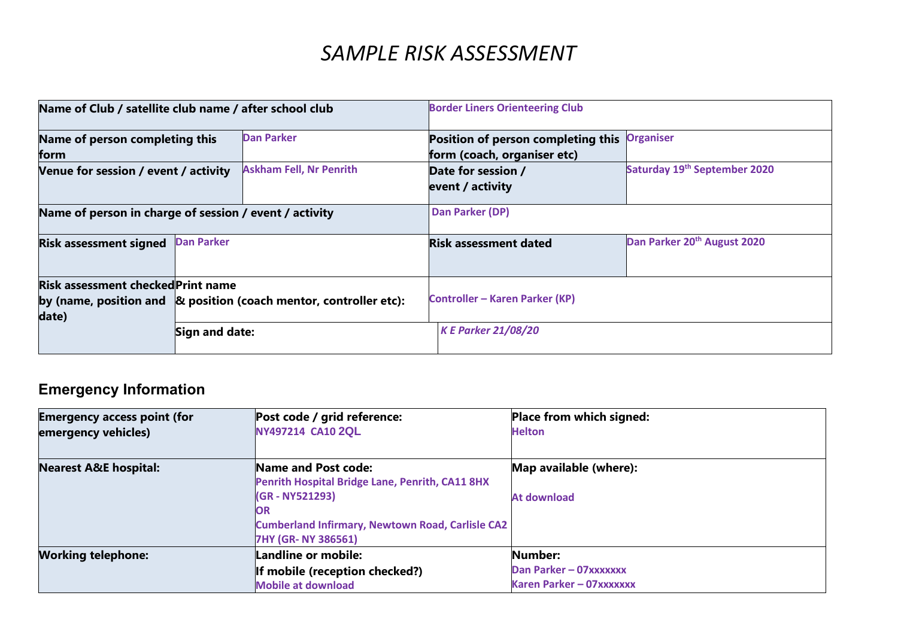# *SAMPLE RISK ASSESSMENT*

| | | | |
|---|---|---|---|
| **Name of Club / satellite club name / after school club** | | **Border Liners Orienteering Club** | |
| **Name of person completing this form** | **Dan Parker** | **Position of person completing this form (coach, organiser etc)** | **Organiser** |
| **Venue for session / event / activity** | **Askham Fell, Nr Penrith** | **Date for session / event / activity** | **Saturday 19th September 2020** |
| **Name of person in charge of session / event / activity** | | **Dan Parker (DP)** | |
| **Risk assessment signed** | **Dan Parker** | **Risk assessment dated** | **Dan Parker 20th August 2020** |
| **Risk assessment checked by (name, position and date)** | **Print name & position (coach mentor, controller etc):** | **Controller – Karen Parker (KP)** | |
| | **Sign and date:** | ***K E Parker 21/08/20*** | |

## Emergency Information

| | | |
|---|---|---|
| **Emergency access point (for emergency vehicles)** | **Post code / grid reference:**<br>**NY497214 CA10 2QL** | **Place from which signed:**<br>**Helton** |
| **Nearest A&E hospital:** | **Name and Post code:**<br>**Penrith Hospital Bridge Lane, Penrith, CA11 8HX (GR - NY521293)**<br>**OR**<br>**Cumberland Infirmary, Newtown Road, Carlisle CA2 7HY (GR- NY 386561)** | **Map available (where):**<br>**At download** |
| **Working telephone:** | **Landline or mobile:**<br>**If mobile (reception checked?)**<br>**Mobile at download** | **Number:**<br>**Dan Parker – 07xxxxxxx**<br>**Karen Parker – 07xxxxxxx** |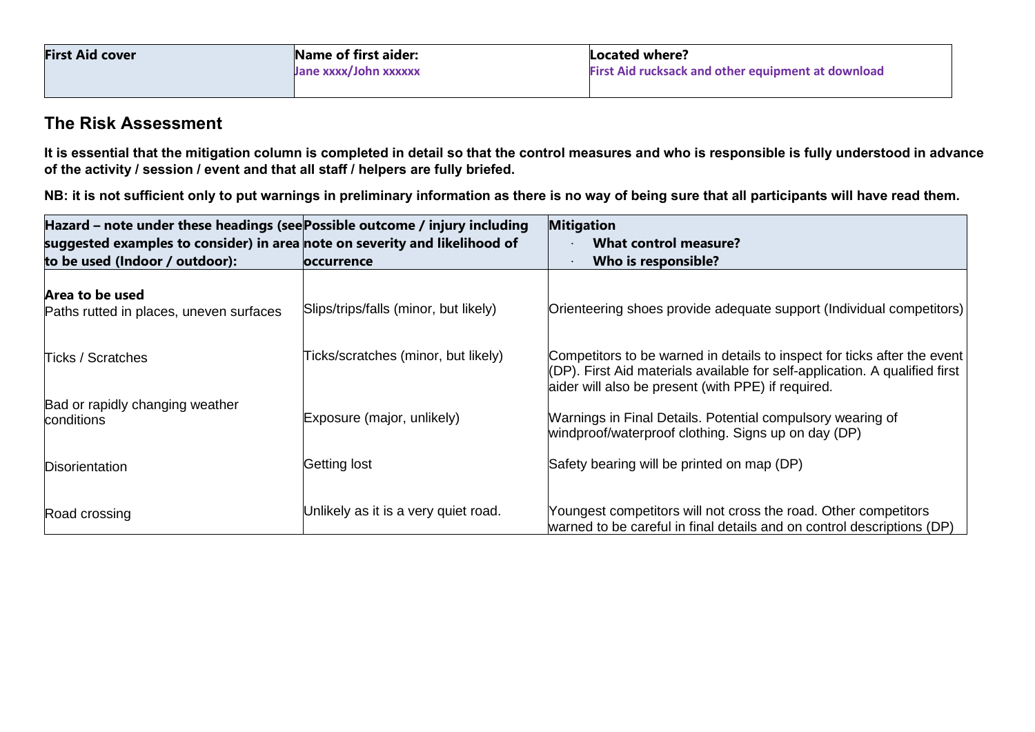| First Aid cover | Name of first aider:<br>Jane xxxx/John xxxxxx | Located where?<br>First Aid rucksack and other equipment at download |
|---|---|---|

## The Risk Assessment

**It is essential that the mitigation column is completed in detail so that the control measures and who is responsible is fully understood in advance of the activity / session / event and that all staff / helpers are fully briefed.**

**NB: it is not sufficient only to put warnings in preliminary information as there is no way of being sure that all participants will have read them.**

| Hazard – note under these headings (see suggested examples to consider) in area to be used (Indoor / outdoor): | Possible outcome / injury including note on severity and likelihood of occurrence | Mitigation<br>· What control measure?<br>· Who is responsible? |
|---|---|---|
| **Area to be used**<br>Paths rutted in places, uneven surfaces | Slips/trips/falls (minor, but likely) | Orienteering shoes provide adequate support (Individual competitors) |
| Ticks / Scratches | Ticks/scratches (minor, but likely) | Competitors to be warned in details to inspect for ticks after the event (DP). First Aid materials available for self-application. A qualified first aider will also be present (with PPE) if required. |
| Bad or rapidly changing weather conditions | Exposure (major, unlikely) | Warnings in Final Details. Potential compulsory wearing of windproof/waterproof clothing. Signs up on day (DP) |
| Disorientation | Getting lost | Safety bearing will be printed on map (DP) |
| Road crossing | Unlikely as it is a very quiet road. | Youngest competitors will not cross the road. Other competitors warned to be careful in final details and on control descriptions (DP) |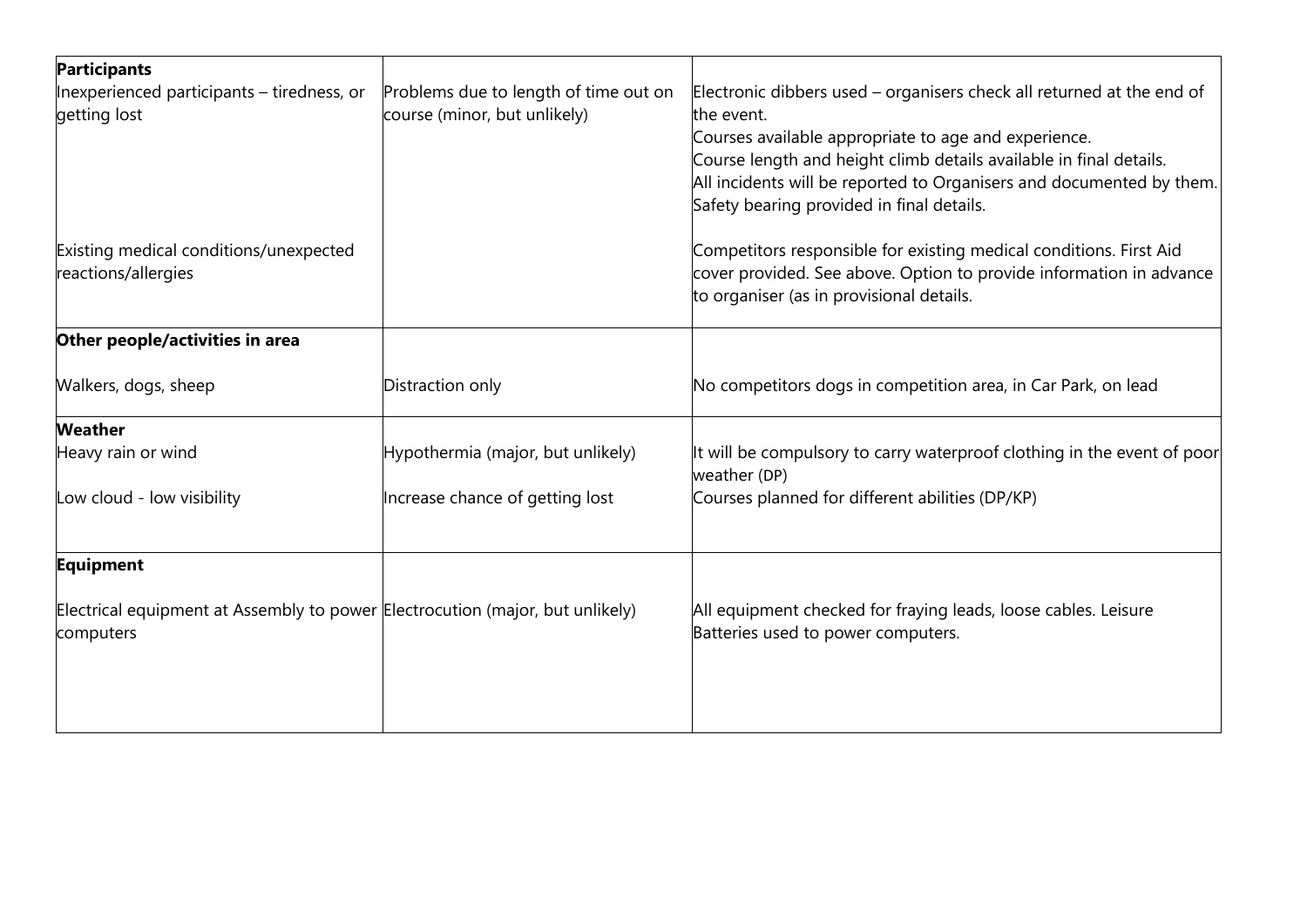| | | |
|---|---|---|
| **Participants**<br>Inexperienced participants – tiredness, or getting lost | Problems due to length of time out on course (minor, but unlikely) | Electronic dibbers used – organisers check all returned at the end of the event.<br>Courses available appropriate to age and experience.<br>Course length and height climb details available in final details.<br>All incidents will be reported to Organisers and documented by them.<br>Safety bearing provided in final details. |
| Existing medical conditions/unexpected reactions/allergies | | Competitors responsible for existing medical conditions. First Aid cover provided. See above. Option to provide information in advance to organiser (as in provisional details. |
| **Other people/activities in area**<br><br>Walkers, dogs, sheep | Distraction only | No competitors dogs in competition area, in Car Park, on lead |
| **Weather**<br>Heavy rain or wind | Hypothermia (major, but unlikely) | It will be compulsory to carry waterproof clothing in the event of poor weather (DP) |
| Low cloud - low visibility | Increase chance of getting lost | Courses planned for different abilities (DP/KP) |
| **Equipment**<br><br>Electrical equipment at Assembly to power computers | Electrocution (major, but unlikely) | All equipment checked for fraying leads, loose cables. Leisure Batteries used to power computers. |